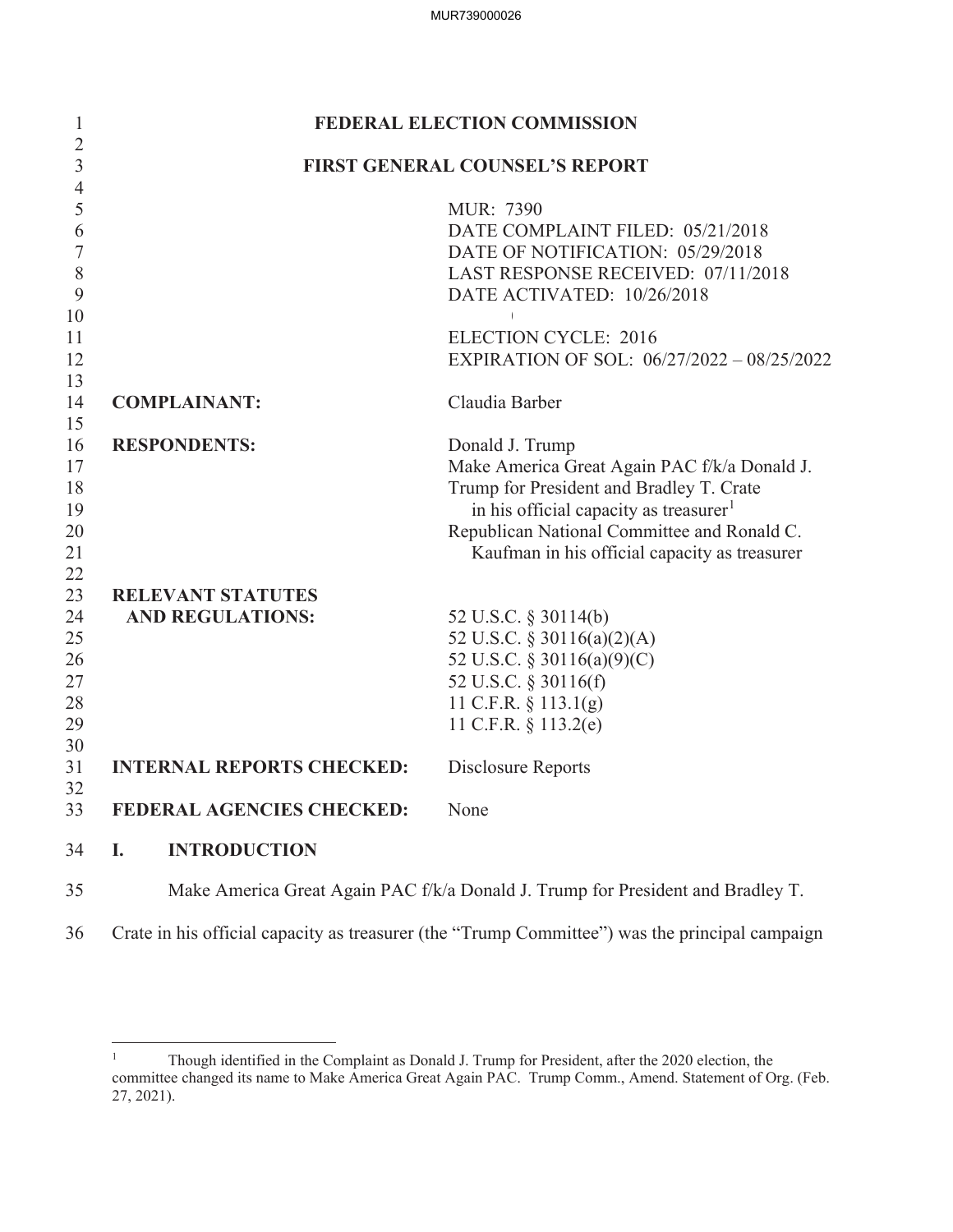# FEDERAL ELECTION COMMISSION

## FIRST GENERAL COUNSEL'S REPORT

MUR: 7390
DATE COMPLAINT FILED: 05/21/2018
DATE OF NOTIFICATION: 05/29/2018
LAST RESPONSE RECEIVED: 07/11/2018
DATE ACTIVATED: 10/26/2018

ELECTION CYCLE: 2016
EXPIRATION OF SOL: 06/27/2022 – 08/25/2022

**COMPLAINANT:** Claudia Barber

**RESPONDENTS:** Donald J. Trump
Make America Great Again PAC f/k/a Donald J. Trump for President and Bradley T. Crate in his official capacity as treasurer[1]
Republican National Committee and Ronald C. Kaufman in his official capacity as treasurer

**RELEVANT STATUTES AND REGULATIONS:**
52 U.S.C. § 30114(b)
52 U.S.C. § 30116(a)(2)(A)
52 U.S.C. § 30116(a)(9)(C)
52 U.S.C. § 30116(f)
11 C.F.R. § 113.1(g)
11 C.F.R. § 113.2(e)

**INTERNAL REPORTS CHECKED:** Disclosure Reports

**FEDERAL AGENCIES CHECKED:** None

## I. INTRODUCTION

Make America Great Again PAC f/k/a Donald J. Trump for President and Bradley T. Crate in his official capacity as treasurer (the "Trump Committee") was the principal campaign

---

[1] Though identified in the Complaint as Donald J. Trump for President, after the 2020 election, the committee changed its name to Make America Great Again PAC. Trump Comm., Amend. Statement of Org. (Feb. 27, 2021).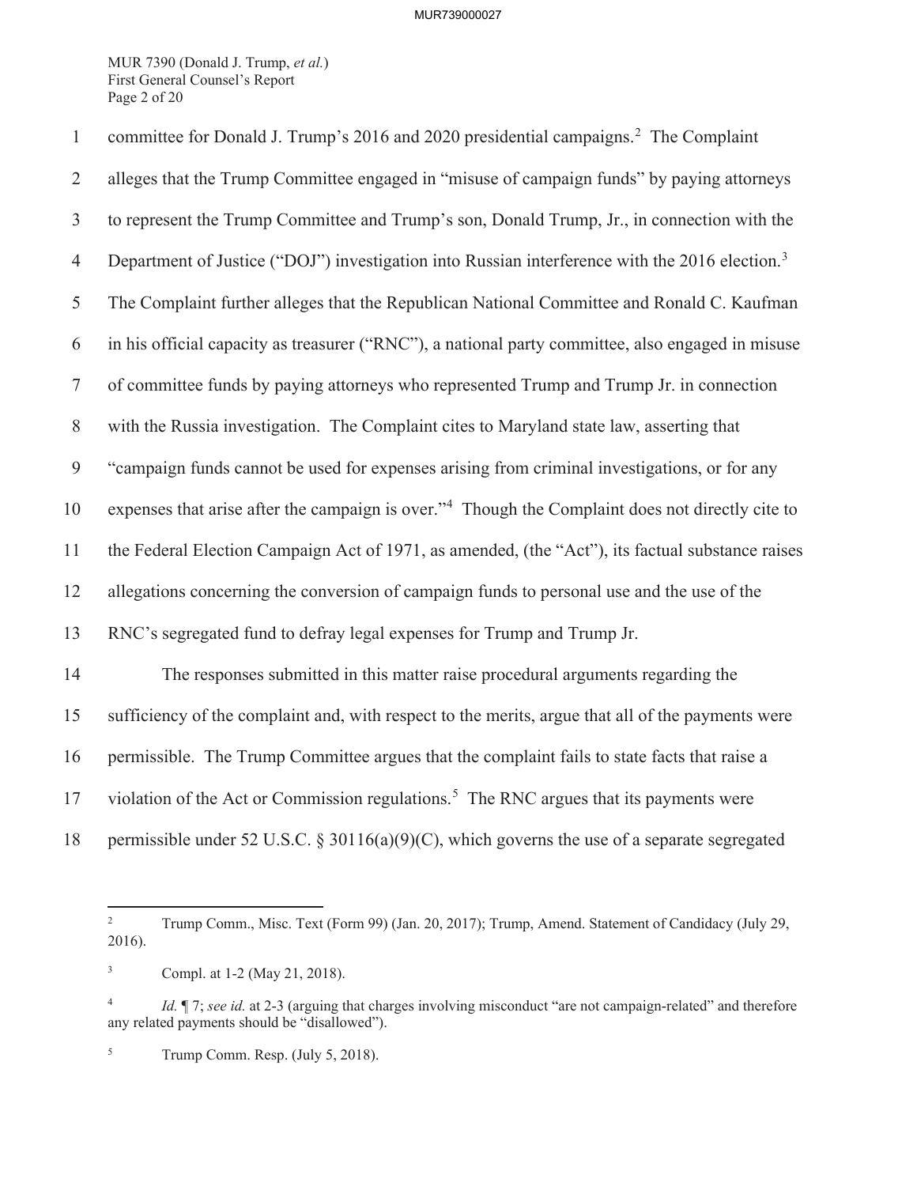committee for Donald J. Trump's 2016 and 2020 presidential campaigns.[2] The Complaint alleges that the Trump Committee engaged in "misuse of campaign funds" by paying attorneys to represent the Trump Committee and Trump's son, Donald Trump, Jr., in connection with the Department of Justice ("DOJ") investigation into Russian interference with the 2016 election.[3] The Complaint further alleges that the Republican National Committee and Ronald C. Kaufman in his official capacity as treasurer ("RNC"), a national party committee, also engaged in misuse of committee funds by paying attorneys who represented Trump and Trump Jr. in connection with the Russia investigation. The Complaint cites to Maryland state law, asserting that "campaign funds cannot be used for expenses arising from criminal investigations, or for any expenses that arise after the campaign is over."[4] Though the Complaint does not directly cite to the Federal Election Campaign Act of 1971, as amended, (the "Act"), its factual substance raises allegations concerning the conversion of campaign funds to personal use and the use of the RNC's segregated fund to defray legal expenses for Trump and Trump Jr.

The responses submitted in this matter raise procedural arguments regarding the sufficiency of the complaint and, with respect to the merits, argue that all of the payments were permissible. The Trump Committee argues that the complaint fails to state facts that raise a violation of the Act or Commission regulations.[5] The RNC argues that its payments were permissible under 52 U.S.C. § 30116(a)(9)(C), which governs the use of a separate segregated

---

[2] Trump Comm., Misc. Text (Form 99) (Jan. 20, 2017); Trump, Amend. Statement of Candidacy (July 29, 2016).

[3] Compl. at 1-2 (May 21, 2018).

[4] *Id.* ¶ 7; *see id.* at 2-3 (arguing that charges involving misconduct "are not campaign-related" and therefore any related payments should be "disallowed").

[5] Trump Comm. Resp. (July 5, 2018).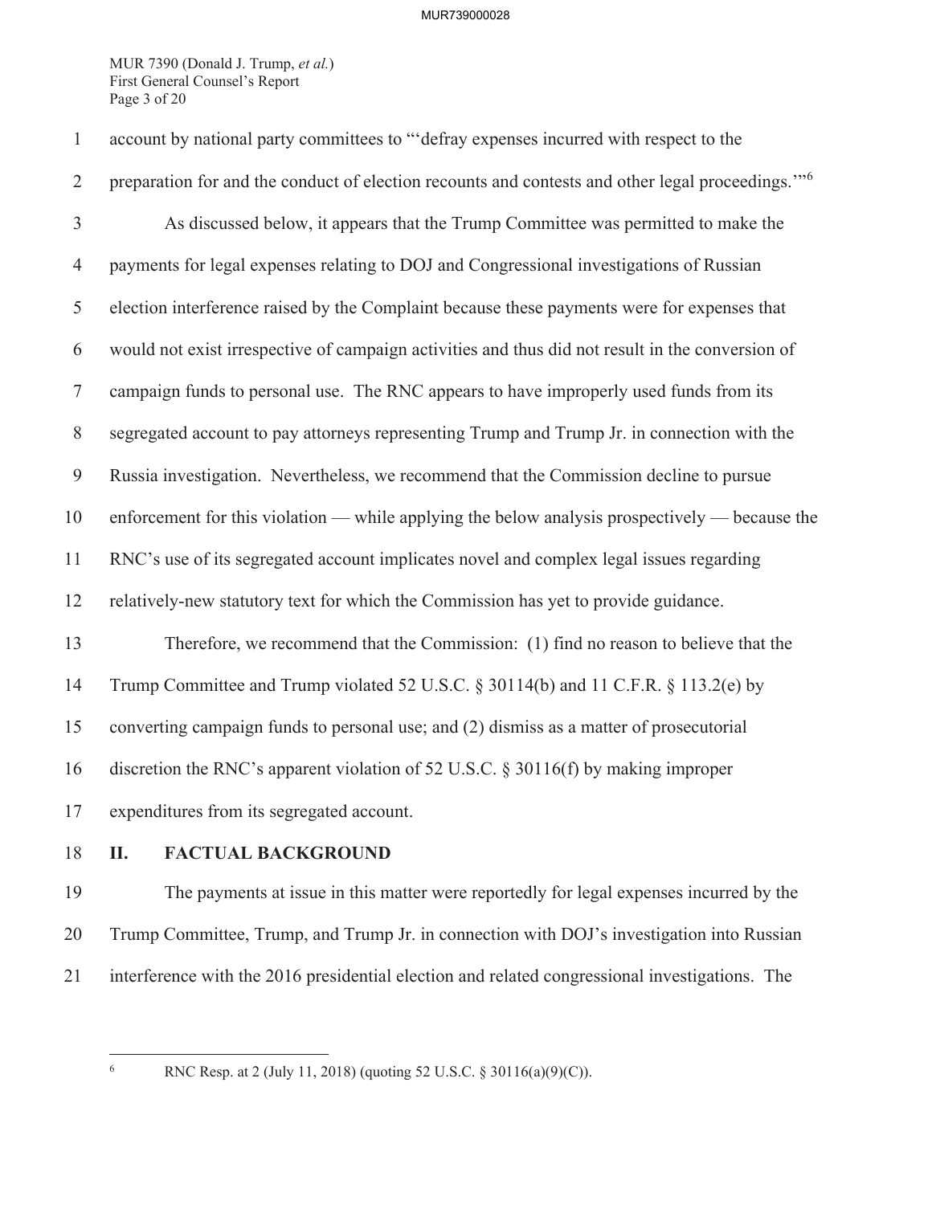account by national party committees to "'defray expenses incurred with respect to the preparation for and the conduct of election recounts and contests and other legal proceedings.'"[6]

As discussed below, it appears that the Trump Committee was permitted to make the payments for legal expenses relating to DOJ and Congressional investigations of Russian election interference raised by the Complaint because these payments were for expenses that would not exist irrespective of campaign activities and thus did not result in the conversion of campaign funds to personal use. The RNC appears to have improperly used funds from its segregated account to pay attorneys representing Trump and Trump Jr. in connection with the Russia investigation. Nevertheless, we recommend that the Commission decline to pursue enforcement for this violation — while applying the below analysis prospectively — because the RNC's use of its segregated account implicates novel and complex legal issues regarding relatively-new statutory text for which the Commission has yet to provide guidance.

Therefore, we recommend that the Commission: (1) find no reason to believe that the Trump Committee and Trump violated 52 U.S.C. § 30114(b) and 11 C.F.R. § 113.2(e) by converting campaign funds to personal use; and (2) dismiss as a matter of prosecutorial discretion the RNC's apparent violation of 52 U.S.C. § 30116(f) by making improper expenditures from its segregated account.

## II. FACTUAL BACKGROUND

The payments at issue in this matter were reportedly for legal expenses incurred by the Trump Committee, Trump, and Trump Jr. in connection with DOJ's investigation into Russian interference with the 2016 presidential election and related congressional investigations. The

[6] RNC Resp. at 2 (July 11, 2018) (quoting 52 U.S.C. § 30116(a)(9)(C)).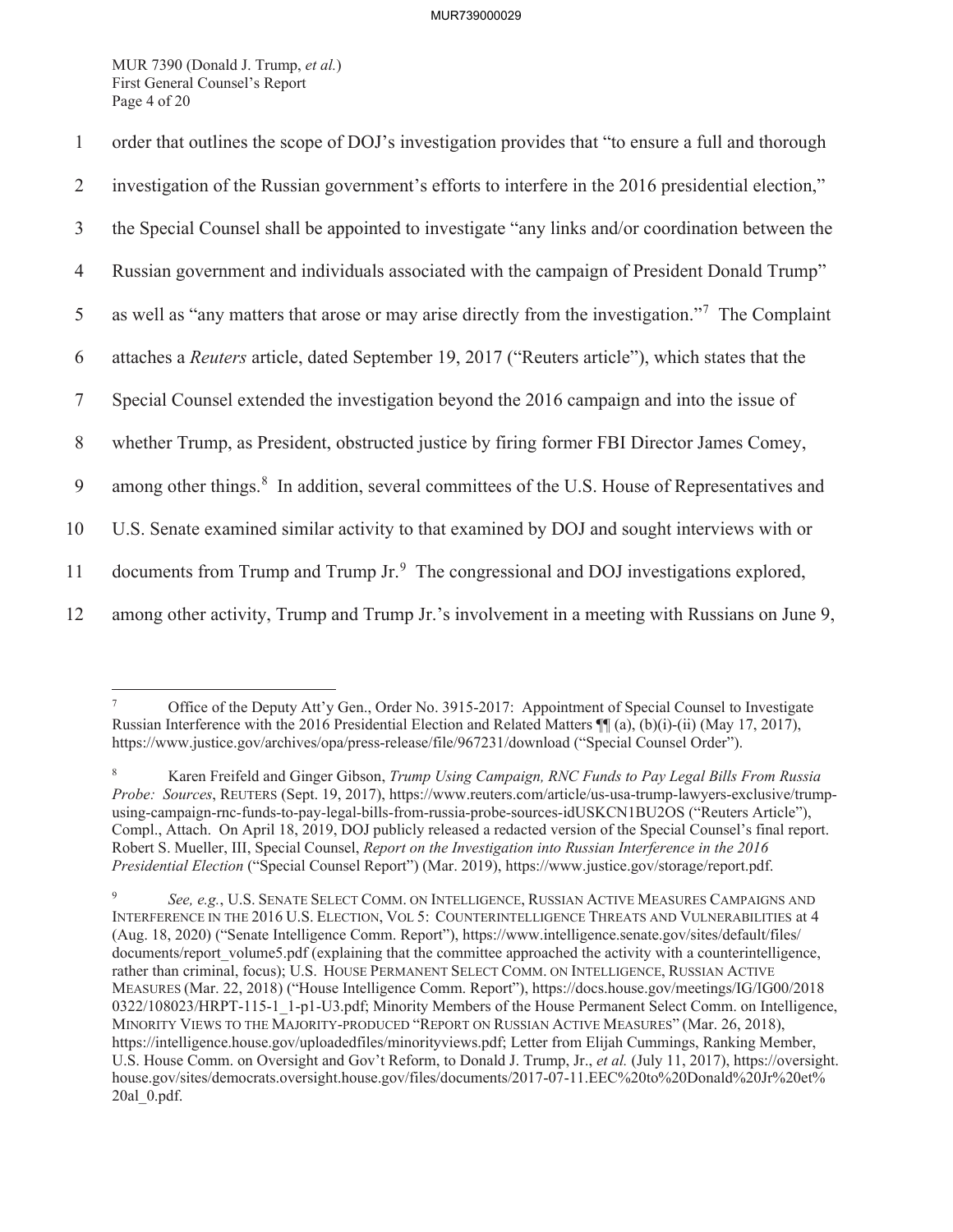order that outlines the scope of DOJ's investigation provides that "to ensure a full and thorough investigation of the Russian government's efforts to interfere in the 2016 presidential election," the Special Counsel shall be appointed to investigate "any links and/or coordination between the Russian government and individuals associated with the campaign of President Donald Trump" as well as "any matters that arose or may arise directly from the investigation."[7] The Complaint attaches a *Reuters* article, dated September 19, 2017 ("Reuters article"), which states that the Special Counsel extended the investigation beyond the 2016 campaign and into the issue of whether Trump, as President, obstructed justice by firing former FBI Director James Comey, among other things.[8] In addition, several committees of the U.S. House of Representatives and U.S. Senate examined similar activity to that examined by DOJ and sought interviews with or documents from Trump and Trump Jr.[9] The congressional and DOJ investigations explored, among other activity, Trump and Trump Jr.'s involvement in a meeting with Russians on June 9,

---

[7] Office of the Deputy Att'y Gen., Order No. 3915-2017: Appointment of Special Counsel to Investigate Russian Interference with the 2016 Presidential Election and Related Matters ¶¶ (a), (b)(i)-(ii) (May 17, 2017), https://www.justice.gov/archives/opa/press-release/file/967231/download ("Special Counsel Order").

[8] Karen Freifeld and Ginger Gibson, *Trump Using Campaign, RNC Funds to Pay Legal Bills From Russia Probe: Sources*, REUTERS (Sept. 19, 2017), https://www.reuters.com/article/us-usa-trump-lawyers-exclusive/trump-using-campaign-rnc-funds-to-pay-legal-bills-from-russia-probe-sources-idUSKCN1BU2OS ("Reuters Article"), Compl., Attach. On April 18, 2019, DOJ publicly released a redacted version of the Special Counsel's final report. Robert S. Mueller, III, Special Counsel, *Report on the Investigation into Russian Interference in the 2016 Presidential Election* ("Special Counsel Report") (Mar. 2019), https://www.justice.gov/storage/report.pdf.

[9] *See, e.g.*, U.S. SENATE SELECT COMM. ON INTELLIGENCE, RUSSIAN ACTIVE MEASURES CAMPAIGNS AND INTERFERENCE IN THE 2016 U.S. ELECTION, VOL 5: COUNTERINTELLIGENCE THREATS AND VULNERABILITIES at 4 (Aug. 18, 2020) ("Senate Intelligence Comm. Report"), https://www.intelligence.senate.gov/sites/default/files/documents/report_volume5.pdf (explaining that the committee approached the activity with a counterintelligence, rather than criminal, focus); U.S. HOUSE PERMANENT SELECT COMM. ON INTELLIGENCE, RUSSIAN ACTIVE MEASURES (Mar. 22, 2018) ("House Intelligence Comm. Report"), https://docs.house.gov/meetings/IG/IG00/20180322/108023/HRPT-115-1_1-p1-U3.pdf; Minority Members of the House Permanent Select Comm. on Intelligence, MINORITY VIEWS TO THE MAJORITY-PRODUCED "REPORT ON RUSSIAN ACTIVE MEASURES" (Mar. 26, 2018), https://intelligence.house.gov/uploadedfiles/minorityviews.pdf; Letter from Elijah Cummings, Ranking Member, U.S. House Comm. on Oversight and Gov't Reform, to Donald J. Trump, Jr., *et al.* (July 11, 2017), https://oversight.house.gov/sites/democrats.oversight.house.gov/files/documents/2017-07-11.EEC%20to%20Donald%20Jr%20et%20al_0.pdf.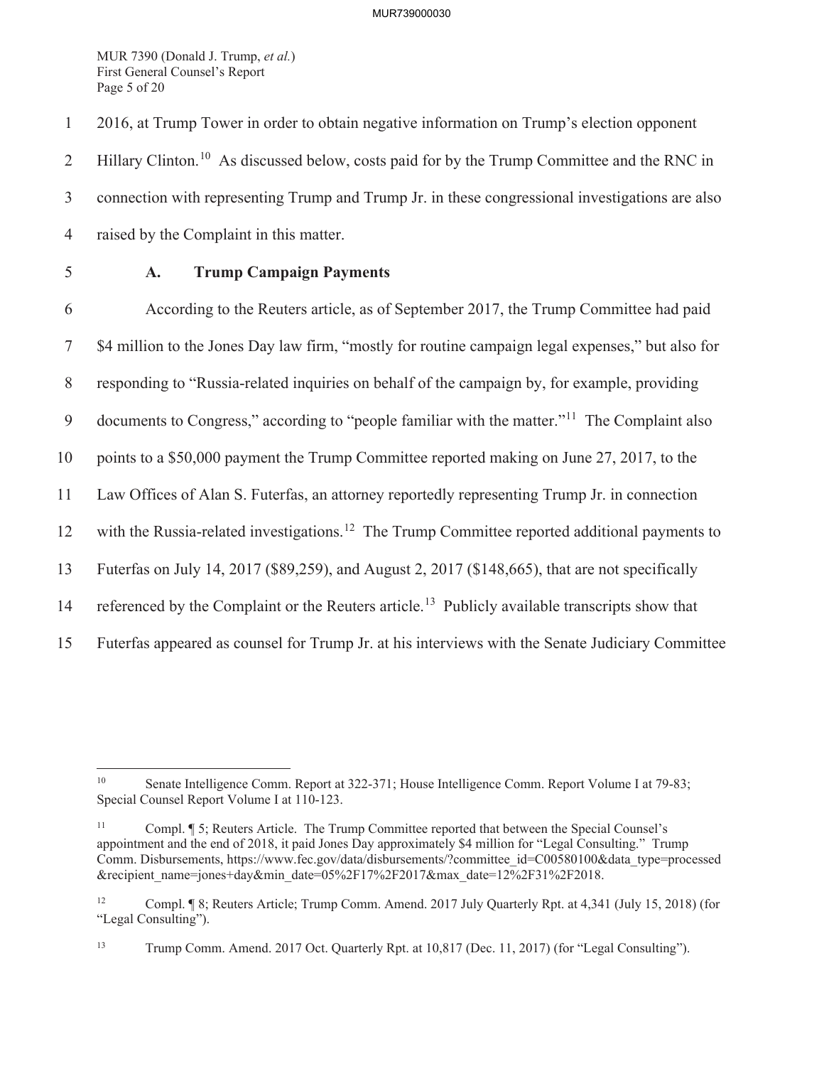2016, at Trump Tower in order to obtain negative information on Trump's election opponent Hillary Clinton.[10] As discussed below, costs paid for by the Trump Committee and the RNC in connection with representing Trump and Trump Jr. in these congressional investigations are also raised by the Complaint in this matter.

### A. Trump Campaign Payments

According to the Reuters article, as of September 2017, the Trump Committee had paid $4 million to the Jones Day law firm, "mostly for routine campaign legal expenses," but also for responding to "Russia-related inquiries on behalf of the campaign by, for example, providing documents to Congress," according to "people familiar with the matter."[11] The Complaint also points to a $50,000 payment the Trump Committee reported making on June 27, 2017, to the Law Offices of Alan S. Futerfas, an attorney reportedly representing Trump Jr. in connection with the Russia-related investigations.[12] The Trump Committee reported additional payments to Futerfas on July 14, 2017 ($89,259), and August 2, 2017 ($148,665), that are not specifically referenced by the Complaint or the Reuters article.[13] Publicly available transcripts show that Futerfas appeared as counsel for Trump Jr. at his interviews with the Senate Judiciary Committee

---

[10] Senate Intelligence Comm. Report at 322-371; House Intelligence Comm. Report Volume I at 79-83; Special Counsel Report Volume I at 110-123.

[11] Compl. ¶ 5; Reuters Article. The Trump Committee reported that between the Special Counsel's appointment and the end of 2018, it paid Jones Day approximately $4 million for "Legal Consulting." Trump Comm. Disbursements, https://www.fec.gov/data/disbursements/?committee_id=C00580100&data_type=processed&recipient_name=jones+day&min_date=05%2F17%2F2017&max_date=12%2F31%2F2018.

[12] Compl. ¶ 8; Reuters Article; Trump Comm. Amend. 2017 July Quarterly Rpt. at 4,341 (July 15, 2018) (for "Legal Consulting").

[13] Trump Comm. Amend. 2017 Oct. Quarterly Rpt. at 10,817 (Dec. 11, 2017) (for "Legal Consulting").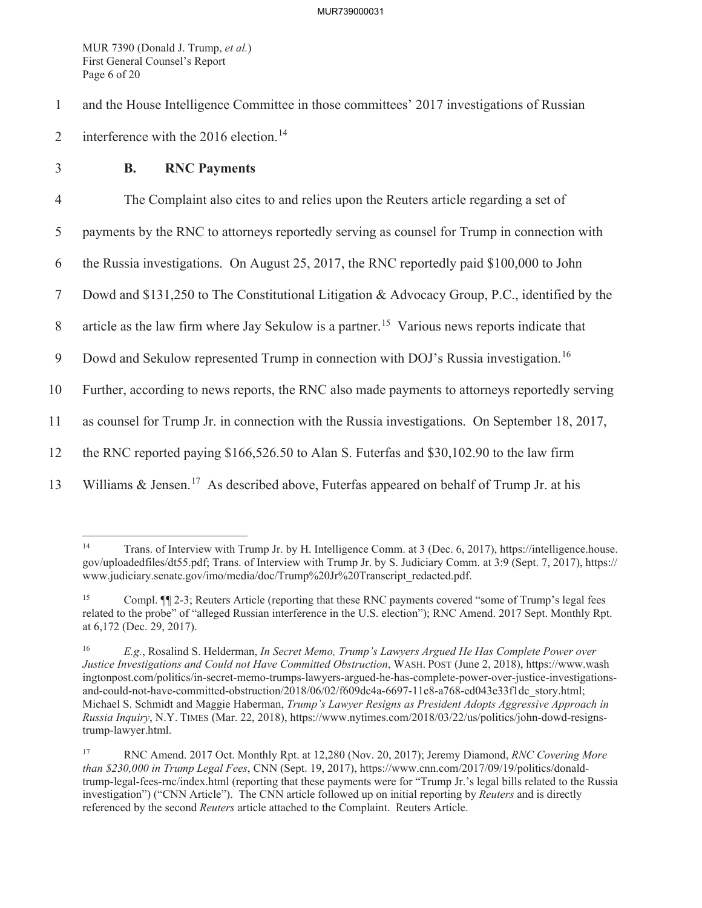and the House Intelligence Committee in those committees' 2017 investigations of Russian interference with the 2016 election.[14]

### B. RNC Payments

The Complaint also cites to and relies upon the Reuters article regarding a set of payments by the RNC to attorneys reportedly serving as counsel for Trump in connection with the Russia investigations. On August 25, 2017, the RNC reportedly paid $100,000 to John Dowd and $131,250 to The Constitutional Litigation & Advocacy Group, P.C., identified by the article as the law firm where Jay Sekulow is a partner.[15] Various news reports indicate that Dowd and Sekulow represented Trump in connection with DOJ's Russia investigation.[16] Further, according to news reports, the RNC also made payments to attorneys reportedly serving as counsel for Trump Jr. in connection with the Russia investigations. On September 18, 2017, the RNC reported paying $166,526.50 to Alan S. Futerfas and $30,102.90 to the law firm Williams & Jensen.[17] As described above, Futerfas appeared on behalf of Trump Jr. at his

---

[14] Trans. of Interview with Trump Jr. by H. Intelligence Comm. at 3 (Dec. 6, 2017), https://intelligence.house.gov/uploadedfiles/dt55.pdf; Trans. of Interview with Trump Jr. by S. Judiciary Comm. at 3:9 (Sept. 7, 2017), https://www.judiciary.senate.gov/imo/media/doc/Trump%20Jr%20Transcript_redacted.pdf.

[15] Compl. ¶¶ 2-3; Reuters Article (reporting that these RNC payments covered "some of Trump's legal fees related to the probe" of "alleged Russian interference in the U.S. election"); RNC Amend. 2017 Sept. Monthly Rpt. at 6,172 (Dec. 29, 2017).

[16] *E.g.*, Rosalind S. Helderman, *In Secret Memo, Trump's Lawyers Argued He Has Complete Power over Justice Investigations and Could not Have Committed Obstruction*, WASH. POST (June 2, 2018), https://www.washingtonpost.com/politics/in-secret-memo-trumps-lawyers-argued-he-has-complete-power-over-justice-investigations-and-could-not-have-committed-obstruction/2018/06/02/f609dc4a-6697-11e8-a768-ed043e33f1dc_story.html; Michael S. Schmidt and Maggie Haberman, *Trump's Lawyer Resigns as President Adopts Aggressive Approach in Russia Inquiry*, N.Y. TIMES (Mar. 22, 2018), https://www.nytimes.com/2018/03/22/us/politics/john-dowd-resigns-trump-lawyer.html.

[17] RNC Amend. 2017 Oct. Monthly Rpt. at 12,280 (Nov. 20, 2017); Jeremy Diamond, *RNC Covering More than $230,000 in Trump Legal Fees*, CNN (Sept. 19, 2017), https://www.cnn.com/2017/09/19/politics/donald-trump-legal-fees-rnc/index.html (reporting that these payments were for "Trump Jr.'s legal bills related to the Russia investigation") ("CNN Article"). The CNN article followed up on initial reporting by *Reuters* and is directly referenced by the second *Reuters* article attached to the Complaint. Reuters Article.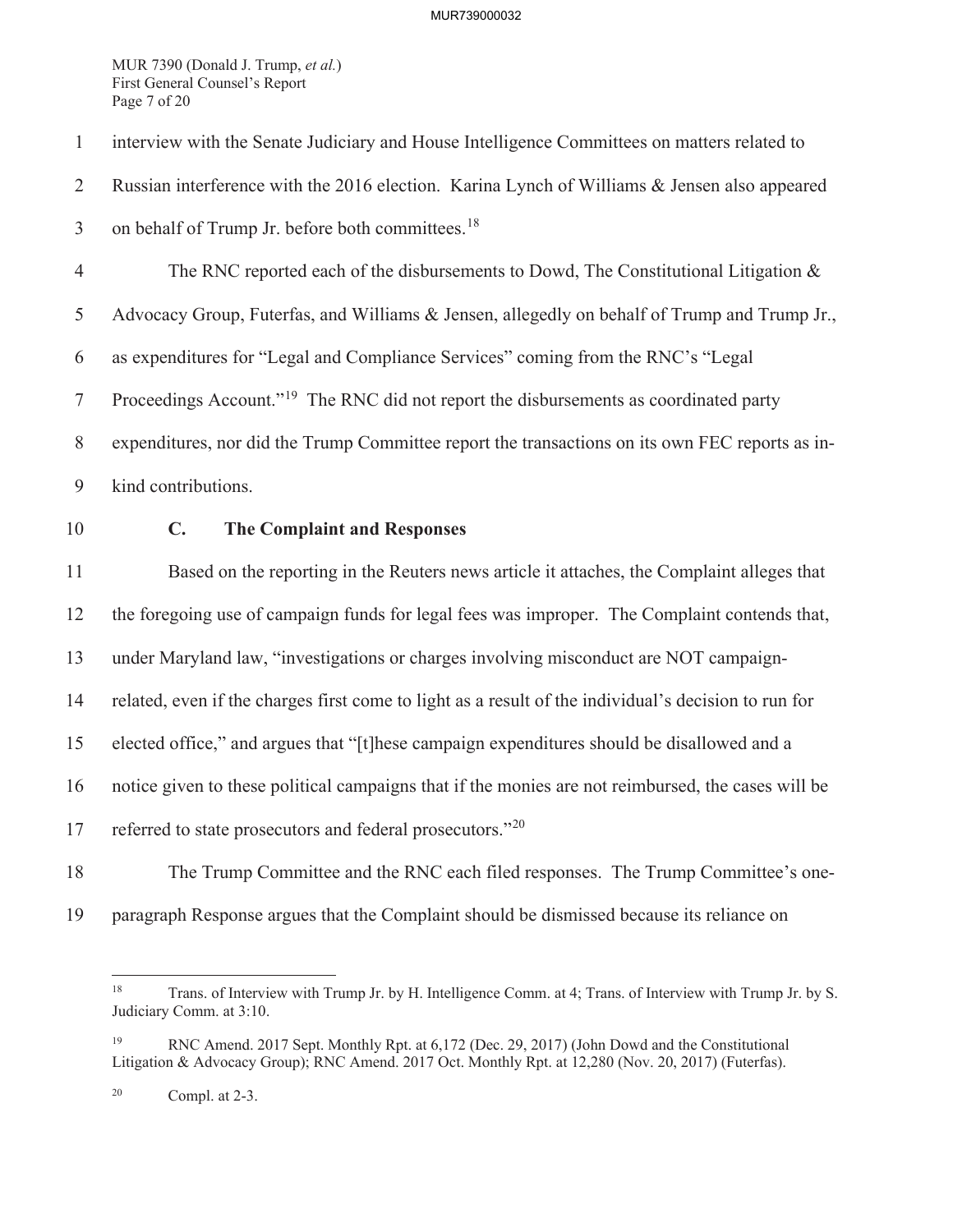interview with the Senate Judiciary and House Intelligence Committees on matters related to Russian interference with the 2016 election. Karina Lynch of Williams & Jensen also appeared on behalf of Trump Jr. before both committees.[18]

The RNC reported each of the disbursements to Dowd, The Constitutional Litigation & Advocacy Group, Futerfas, and Williams & Jensen, allegedly on behalf of Trump and Trump Jr., as expenditures for "Legal and Compliance Services" coming from the RNC's "Legal Proceedings Account."[19] The RNC did not report the disbursements as coordinated party expenditures, nor did the Trump Committee report the transactions on its own FEC reports as in-kind contributions.

### C. The Complaint and Responses

Based on the reporting in the Reuters news article it attaches, the Complaint alleges that the foregoing use of campaign funds for legal fees was improper. The Complaint contends that, under Maryland law, "investigations or charges involving misconduct are NOT campaign-related, even if the charges first come to light as a result of the individual's decision to run for elected office," and argues that "[t]hese campaign expenditures should be disallowed and a notice given to these political campaigns that if the monies are not reimbursed, the cases will be referred to state prosecutors and federal prosecutors."[20]

The Trump Committee and the RNC each filed responses. The Trump Committee's one-paragraph Response argues that the Complaint should be dismissed because its reliance on

---

[18] Trans. of Interview with Trump Jr. by H. Intelligence Comm. at 4; Trans. of Interview with Trump Jr. by S. Judiciary Comm. at 3:10.

[19] RNC Amend. 2017 Sept. Monthly Rpt. at 6,172 (Dec. 29, 2017) (John Dowd and the Constitutional Litigation & Advocacy Group); RNC Amend. 2017 Oct. Monthly Rpt. at 12,280 (Nov. 20, 2017) (Futerfas).

[20] Compl. at 2-3.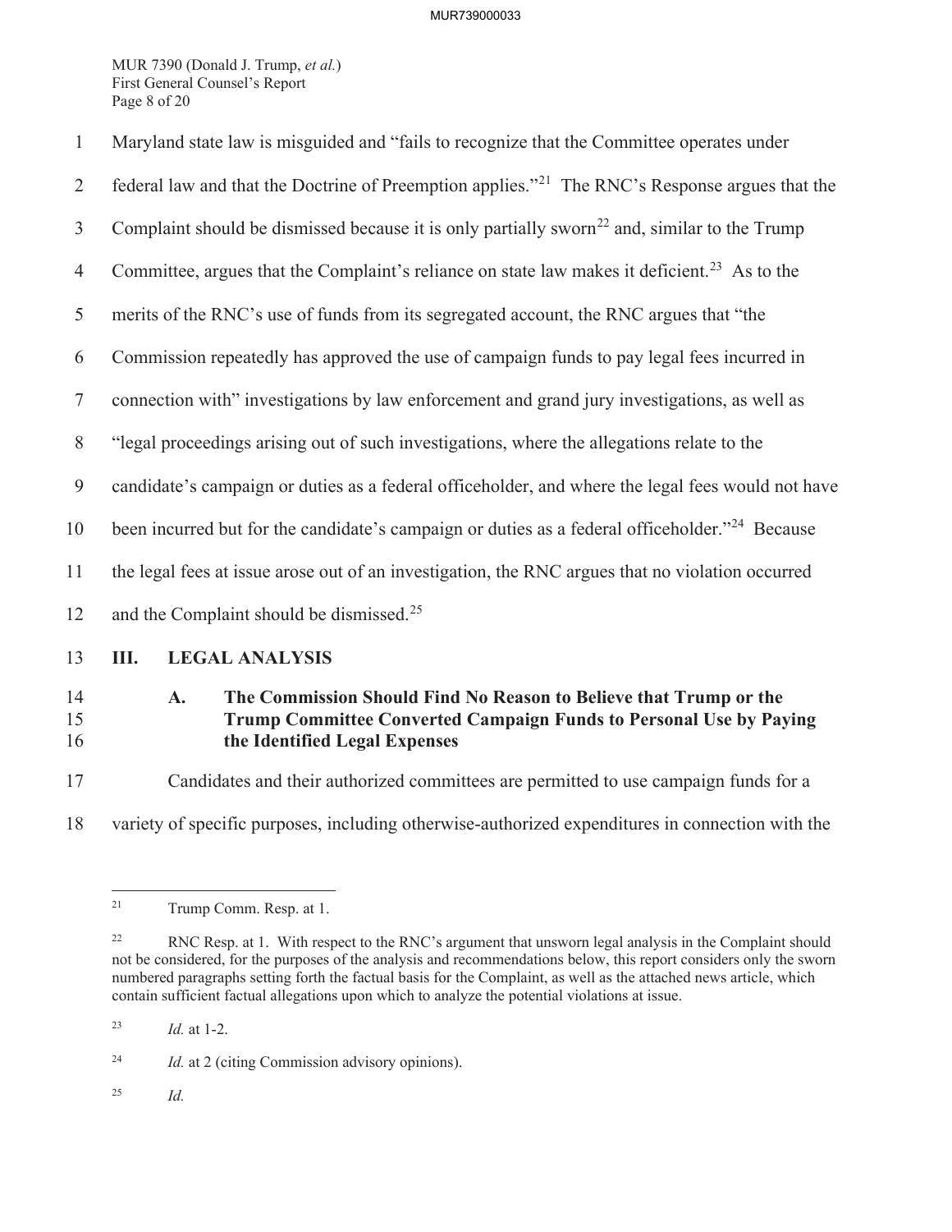Maryland state law is misguided and "fails to recognize that the Committee operates under federal law and that the Doctrine of Preemption applies."[21] The RNC's Response argues that the Complaint should be dismissed because it is only partially sworn[22] and, similar to the Trump Committee, argues that the Complaint's reliance on state law makes it deficient.[23] As to the merits of the RNC's use of funds from its segregated account, the RNC argues that "the Commission repeatedly has approved the use of campaign funds to pay legal fees incurred in connection with" investigations by law enforcement and grand jury investigations, as well as "legal proceedings arising out of such investigations, where the allegations relate to the candidate's campaign or duties as a federal officeholder, and where the legal fees would not have been incurred but for the candidate's campaign or duties as a federal officeholder."[24] Because the legal fees at issue arose out of an investigation, the RNC argues that no violation occurred and the Complaint should be dismissed.[25]

## III. LEGAL ANALYSIS

### A. The Commission Should Find No Reason to Believe that Trump or the Trump Committee Converted Campaign Funds to Personal Use by Paying the Identified Legal Expenses

Candidates and their authorized committees are permitted to use campaign funds for a variety of specific purposes, including otherwise-authorized expenditures in connection with the

---

[21] Trump Comm. Resp. at 1.

[22] RNC Resp. at 1. With respect to the RNC's argument that unsworn legal analysis in the Complaint should not be considered, for the purposes of the analysis and recommendations below, this report considers only the sworn numbered paragraphs setting forth the factual basis for the Complaint, as well as the attached news article, which contain sufficient factual allegations upon which to analyze the potential violations at issue.

[23] *Id.* at 1-2.

[24] *Id.* at 2 (citing Commission advisory opinions).

[25] *Id.*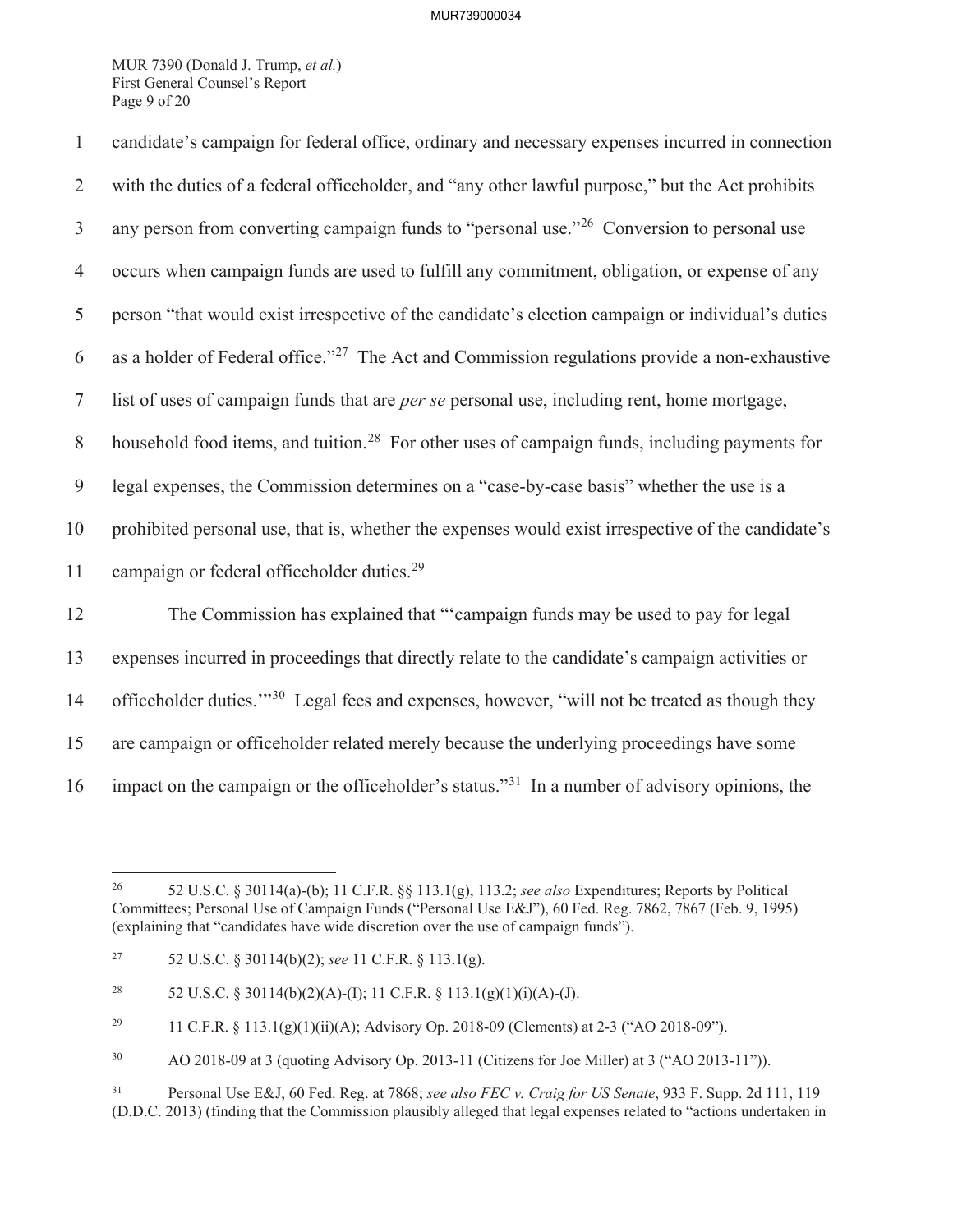candidate's campaign for federal office, ordinary and necessary expenses incurred in connection with the duties of a federal officeholder, and "any other lawful purpose," but the Act prohibits any person from converting campaign funds to "personal use."[26] Conversion to personal use occurs when campaign funds are used to fulfill any commitment, obligation, or expense of any person "that would exist irrespective of the candidate's election campaign or individual's duties as a holder of Federal office."[27] The Act and Commission regulations provide a non-exhaustive list of uses of campaign funds that are *per se* personal use, including rent, home mortgage, household food items, and tuition.[28] For other uses of campaign funds, including payments for legal expenses, the Commission determines on a "case-by-case basis" whether the use is a prohibited personal use, that is, whether the expenses would exist irrespective of the candidate's campaign or federal officeholder duties.[29]

The Commission has explained that "'campaign funds may be used to pay for legal expenses incurred in proceedings that directly relate to the candidate's campaign activities or officeholder duties.'"[30] Legal fees and expenses, however, "will not be treated as though they are campaign or officeholder related merely because the underlying proceedings have some impact on the campaign or the officeholder's status."[31] In a number of advisory opinions, the

---

[26] 52 U.S.C. § 30114(a)-(b); 11 C.F.R. §§ 113.1(g), 113.2; *see also* Expenditures; Reports by Political Committees; Personal Use of Campaign Funds ("Personal Use E&J"), 60 Fed. Reg. 7862, 7867 (Feb. 9, 1995) (explaining that "candidates have wide discretion over the use of campaign funds").

[27] 52 U.S.C. § 30114(b)(2); *see* 11 C.F.R. § 113.1(g).

[28] 52 U.S.C. § 30114(b)(2)(A)-(I); 11 C.F.R. § 113.1(g)(1)(i)(A)-(J).

[29] 11 C.F.R. § 113.1(g)(1)(ii)(A); Advisory Op. 2018-09 (Clements) at 2-3 ("AO 2018-09").

[30] AO 2018-09 at 3 (quoting Advisory Op. 2013-11 (Citizens for Joe Miller) at 3 ("AO 2013-11")).

[31] Personal Use E&J, 60 Fed. Reg. at 7868; *see also FEC v. Craig for US Senate*, 933 F. Supp. 2d 111, 119 (D.D.C. 2013) (finding that the Commission plausibly alleged that legal expenses related to "actions undertaken in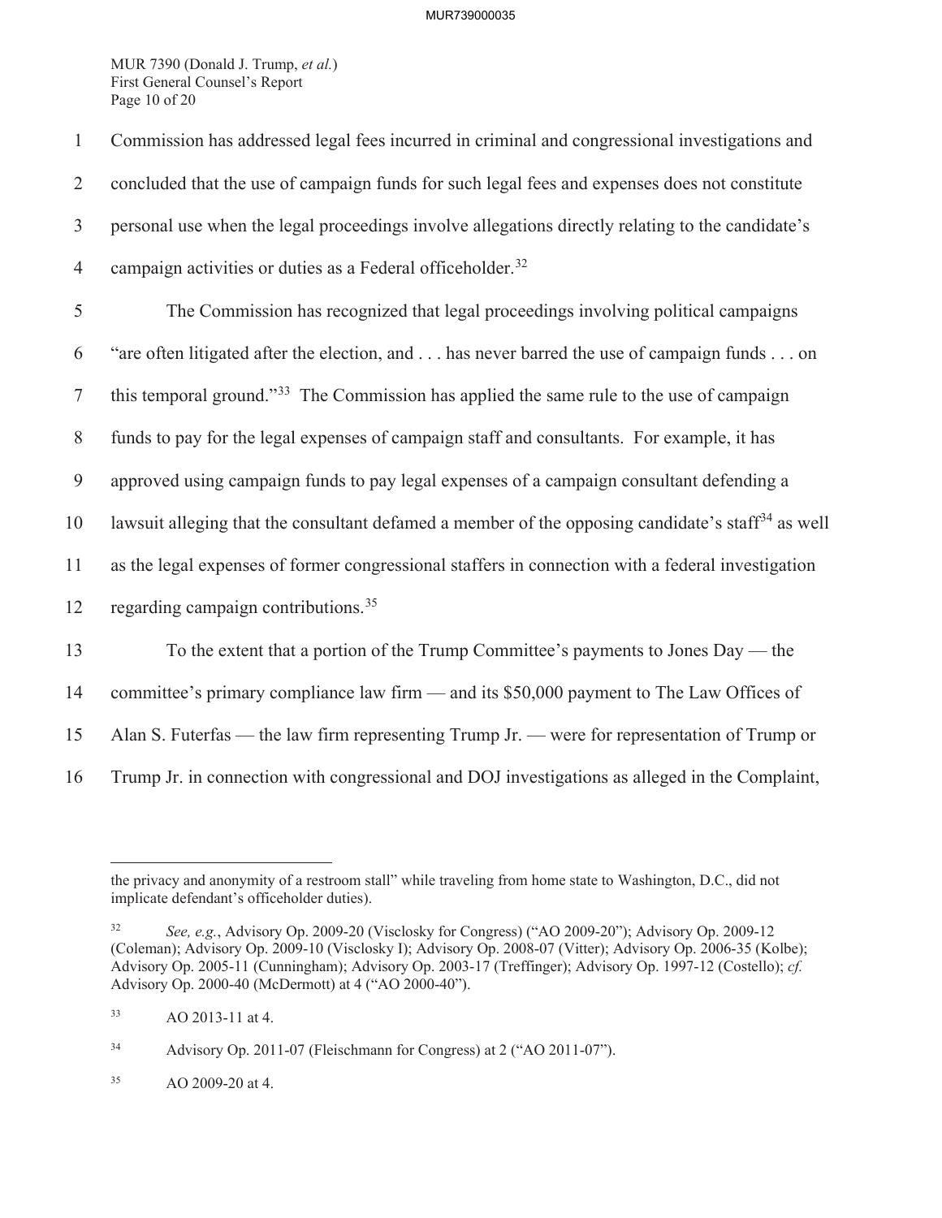Commission has addressed legal fees incurred in criminal and congressional investigations and concluded that the use of campaign funds for such legal fees and expenses does not constitute personal use when the legal proceedings involve allegations directly relating to the candidate's campaign activities or duties as a Federal officeholder.[32]

The Commission has recognized that legal proceedings involving political campaigns "are often litigated after the election, and . . . has never barred the use of campaign funds . . . on this temporal ground."[33] The Commission has applied the same rule to the use of campaign funds to pay for the legal expenses of campaign staff and consultants. For example, it has approved using campaign funds to pay legal expenses of a campaign consultant defending a lawsuit alleging that the consultant defamed a member of the opposing candidate's staff[34] as well as the legal expenses of former congressional staffers in connection with a federal investigation regarding campaign contributions.[35]

To the extent that a portion of the Trump Committee's payments to Jones Day — the committee's primary compliance law firm — and its $50,000 payment to The Law Offices of Alan S. Futerfas — the law firm representing Trump Jr. — were for representation of Trump or Trump Jr. in connection with congressional and DOJ investigations as alleged in the Complaint,

---

the privacy and anonymity of a restroom stall" while traveling from home state to Washington, D.C., did not implicate defendant's officeholder duties).

[32] *See, e.g.*, Advisory Op. 2009-20 (Visclosky for Congress) ("AO 2009-20"); Advisory Op. 2009-12 (Coleman); Advisory Op. 2009-10 (Visclosky I); Advisory Op. 2008-07 (Vitter); Advisory Op. 2006-35 (Kolbe); Advisory Op. 2005-11 (Cunningham); Advisory Op. 2003-17 (Treffinger); Advisory Op. 1997-12 (Costello); *cf.* Advisory Op. 2000-40 (McDermott) at 4 ("AO 2000-40").

[33] AO 2013-11 at 4.

[34] Advisory Op. 2011-07 (Fleischmann for Congress) at 2 ("AO 2011-07").

[35] AO 2009-20 at 4.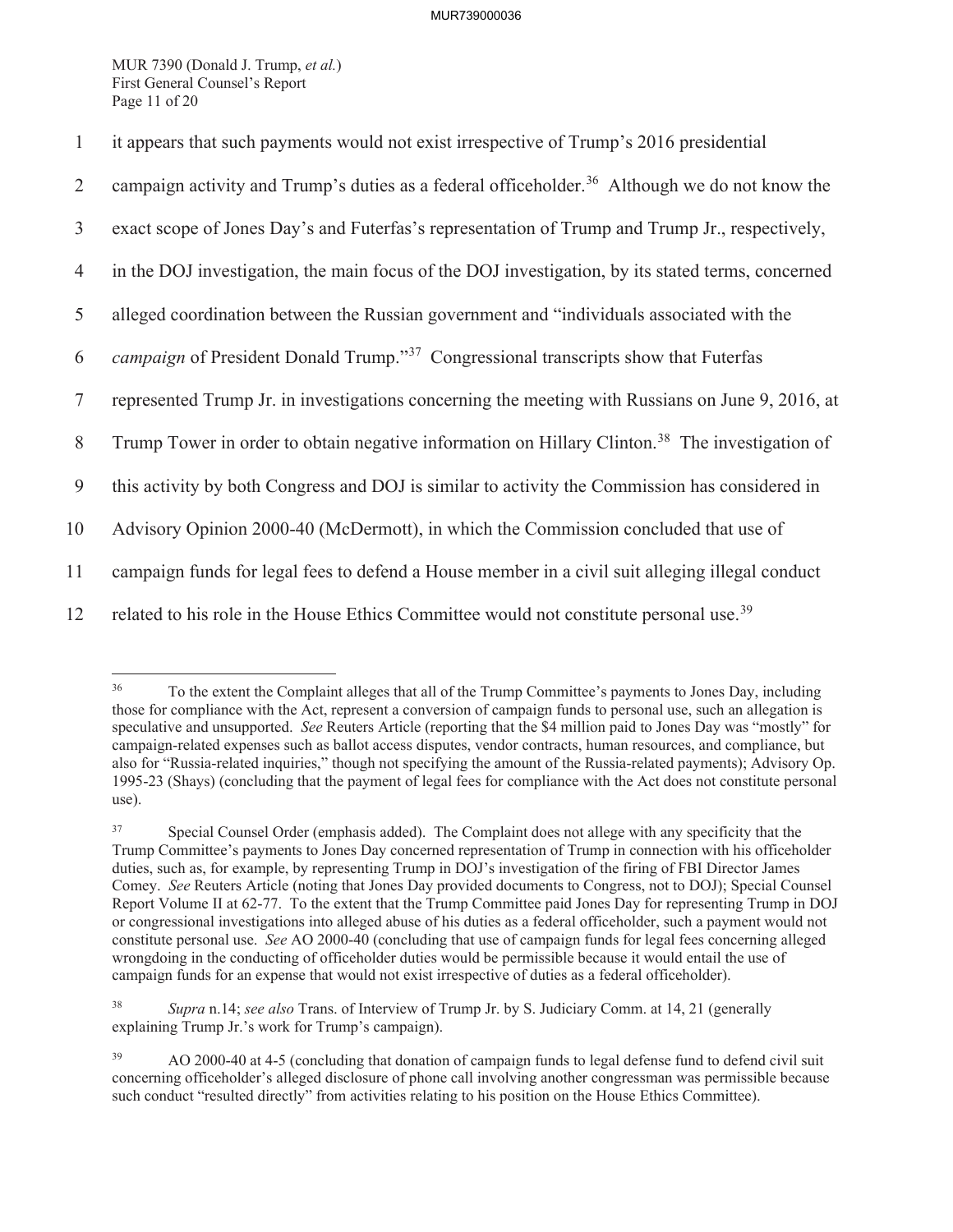it appears that such payments would not exist irrespective of Trump's 2016 presidential campaign activity and Trump's duties as a federal officeholder.[36] Although we do not know the exact scope of Jones Day's and Futerfas's representation of Trump and Trump Jr., respectively, in the DOJ investigation, the main focus of the DOJ investigation, by its stated terms, concerned alleged coordination between the Russian government and "individuals associated with the *campaign* of President Donald Trump."[37] Congressional transcripts show that Futerfas represented Trump Jr. in investigations concerning the meeting with Russians on June 9, 2016, at Trump Tower in order to obtain negative information on Hillary Clinton.[38] The investigation of this activity by both Congress and DOJ is similar to activity the Commission has considered in Advisory Opinion 2000-40 (McDermott), in which the Commission concluded that use of campaign funds for legal fees to defend a House member in a civil suit alleging illegal conduct related to his role in the House Ethics Committee would not constitute personal use.[39]

---

[36] To the extent the Complaint alleges that all of the Trump Committee's payments to Jones Day, including those for compliance with the Act, represent a conversion of campaign funds to personal use, such an allegation is speculative and unsupported. *See* Reuters Article (reporting that the $4 million paid to Jones Day was "mostly" for campaign-related expenses such as ballot access disputes, vendor contracts, human resources, and compliance, but also for "Russia-related inquiries," though not specifying the amount of the Russia-related payments); Advisory Op. 1995-23 (Shays) (concluding that the payment of legal fees for compliance with the Act does not constitute personal use).

[37] Special Counsel Order (emphasis added). The Complaint does not allege with any specificity that the Trump Committee's payments to Jones Day concerned representation of Trump in connection with his officeholder duties, such as, for example, by representing Trump in DOJ's investigation of the firing of FBI Director James Comey. *See* Reuters Article (noting that Jones Day provided documents to Congress, not to DOJ); Special Counsel Report Volume II at 62-77. To the extent that the Trump Committee paid Jones Day for representing Trump in DOJ or congressional investigations into alleged abuse of his duties as a federal officeholder, such a payment would not constitute personal use. *See* AO 2000-40 (concluding that use of campaign funds for legal fees concerning alleged wrongdoing in the conducting of officeholder duties would be permissible because it would entail the use of campaign funds for an expense that would not exist irrespective of duties as a federal officeholder).

[38] *Supra* n.14; *see also* Trans. of Interview of Trump Jr. by S. Judiciary Comm. at 14, 21 (generally explaining Trump Jr.'s work for Trump's campaign).

[39] AO 2000-40 at 4-5 (concluding that donation of campaign funds to legal defense fund to defend civil suit concerning officeholder's alleged disclosure of phone call involving another congressman was permissible because such conduct "resulted directly" from activities relating to his position on the House Ethics Committee).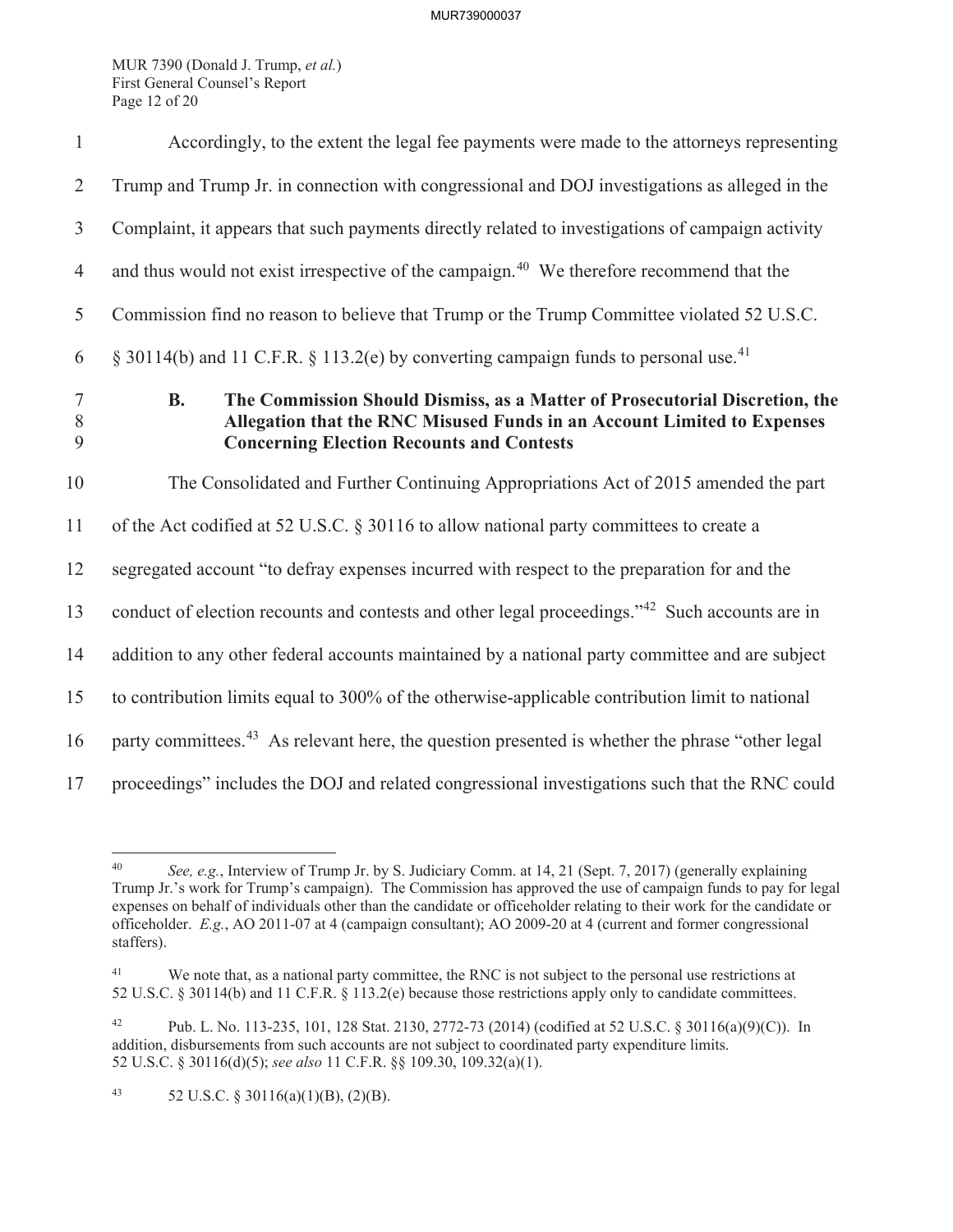Accordingly, to the extent the legal fee payments were made to the attorneys representing Trump and Trump Jr. in connection with congressional and DOJ investigations as alleged in the Complaint, it appears that such payments directly related to investigations of campaign activity and thus would not exist irrespective of the campaign.[40] We therefore recommend that the Commission find no reason to believe that Trump or the Trump Committee violated 52 U.S.C. § 30114(b) and 11 C.F.R. § 113.2(e) by converting campaign funds to personal use.[41]

### B. The Commission Should Dismiss, as a Matter of Prosecutorial Discretion, the Allegation that the RNC Misused Funds in an Account Limited to Expenses Concerning Election Recounts and Contests

The Consolidated and Further Continuing Appropriations Act of 2015 amended the part of the Act codified at 52 U.S.C. § 30116 to allow national party committees to create a segregated account "to defray expenses incurred with respect to the preparation for and the conduct of election recounts and contests and other legal proceedings."[42] Such accounts are in addition to any other federal accounts maintained by a national party committee and are subject to contribution limits equal to 300% of the otherwise-applicable contribution limit to national party committees.[43] As relevant here, the question presented is whether the phrase "other legal proceedings" includes the DOJ and related congressional investigations such that the RNC could

---

[40] *See, e.g.*, Interview of Trump Jr. by S. Judiciary Comm. at 14, 21 (Sept. 7, 2017) (generally explaining Trump Jr.'s work for Trump's campaign). The Commission has approved the use of campaign funds to pay for legal expenses on behalf of individuals other than the candidate or officeholder relating to their work for the candidate or officeholder. *E.g.*, AO 2011-07 at 4 (campaign consultant); AO 2009-20 at 4 (current and former congressional staffers).

[41] We note that, as a national party committee, the RNC is not subject to the personal use restrictions at 52 U.S.C. § 30114(b) and 11 C.F.R. § 113.2(e) because those restrictions apply only to candidate committees.

[42] Pub. L. No. 113-235, 101, 128 Stat. 2130, 2772-73 (2014) (codified at 52 U.S.C. § 30116(a)(9)(C)). In addition, disbursements from such accounts are not subject to coordinated party expenditure limits. 52 U.S.C. § 30116(d)(5); *see also* 11 C.F.R. §§ 109.30, 109.32(a)(1).

[43] 52 U.S.C. § 30116(a)(1)(B), (2)(B).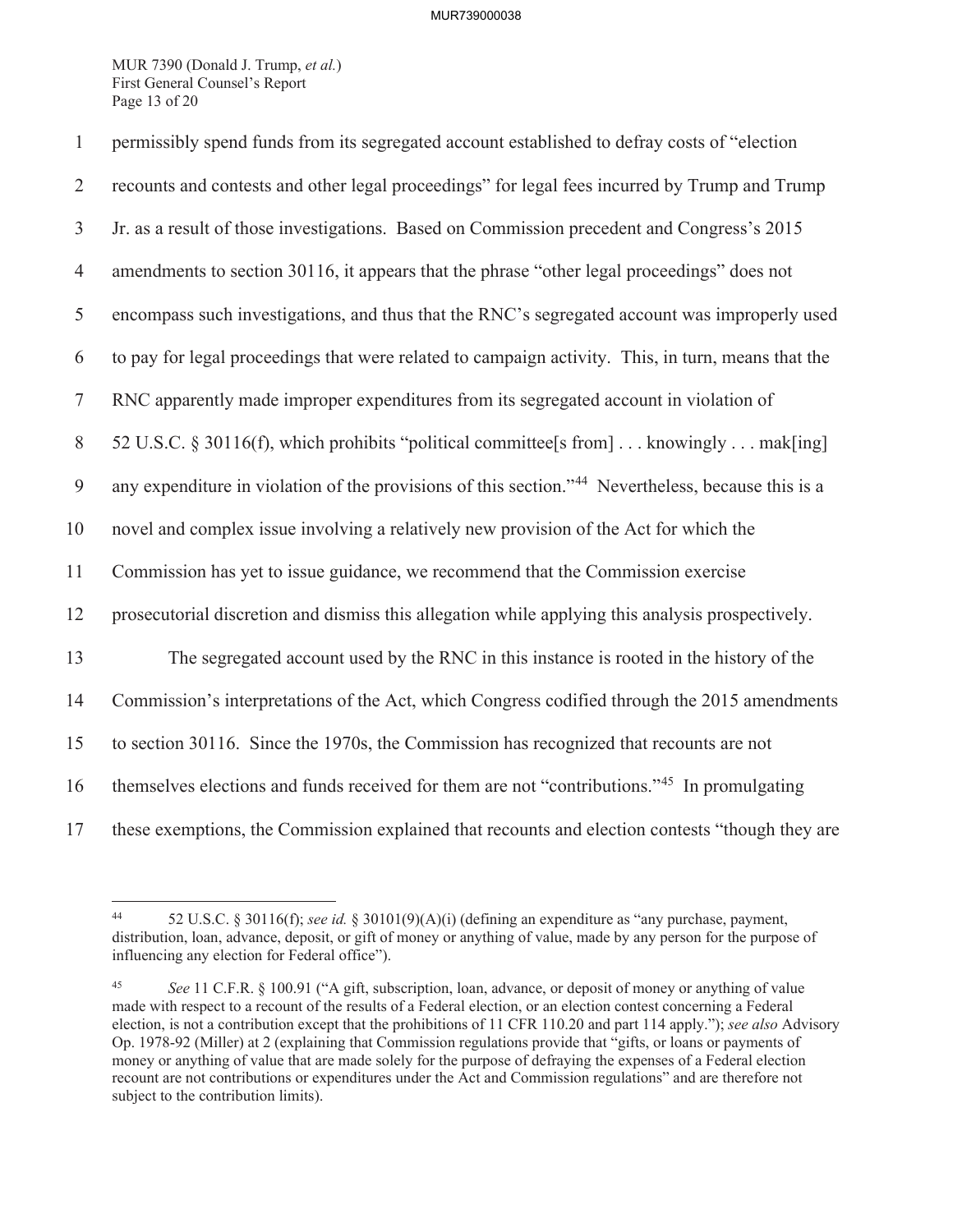permissibly spend funds from its segregated account established to defray costs of "election recounts and contests and other legal proceedings" for legal fees incurred by Trump and Trump Jr. as a result of those investigations. Based on Commission precedent and Congress's 2015 amendments to section 30116, it appears that the phrase "other legal proceedings" does not encompass such investigations, and thus that the RNC's segregated account was improperly used to pay for legal proceedings that were related to campaign activity. This, in turn, means that the RNC apparently made improper expenditures from its segregated account in violation of 52 U.S.C. § 30116(f), which prohibits "political committee[s from] . . . knowingly . . . mak[ing] any expenditure in violation of the provisions of this section."[44] Nevertheless, because this is a novel and complex issue involving a relatively new provision of the Act for which the Commission has yet to issue guidance, we recommend that the Commission exercise prosecutorial discretion and dismiss this allegation while applying this analysis prospectively.

The segregated account used by the RNC in this instance is rooted in the history of the Commission's interpretations of the Act, which Congress codified through the 2015 amendments to section 30116. Since the 1970s, the Commission has recognized that recounts are not themselves elections and funds received for them are not "contributions."[45] In promulgating these exemptions, the Commission explained that recounts and election contests "though they are

---

[44] 52 U.S.C. § 30116(f); *see id.* § 30101(9)(A)(i) (defining an expenditure as "any purchase, payment, distribution, loan, advance, deposit, or gift of money or anything of value, made by any person for the purpose of influencing any election for Federal office").

[45] *See* 11 C.F.R. § 100.91 ("A gift, subscription, loan, advance, or deposit of money or anything of value made with respect to a recount of the results of a Federal election, or an election contest concerning a Federal election, is not a contribution except that the prohibitions of 11 CFR 110.20 and part 114 apply."); *see also* Advisory Op. 1978-92 (Miller) at 2 (explaining that Commission regulations provide that "gifts, or loans or payments of money or anything of value that are made solely for the purpose of defraying the expenses of a Federal election recount are not contributions or expenditures under the Act and Commission regulations" and are therefore not subject to the contribution limits).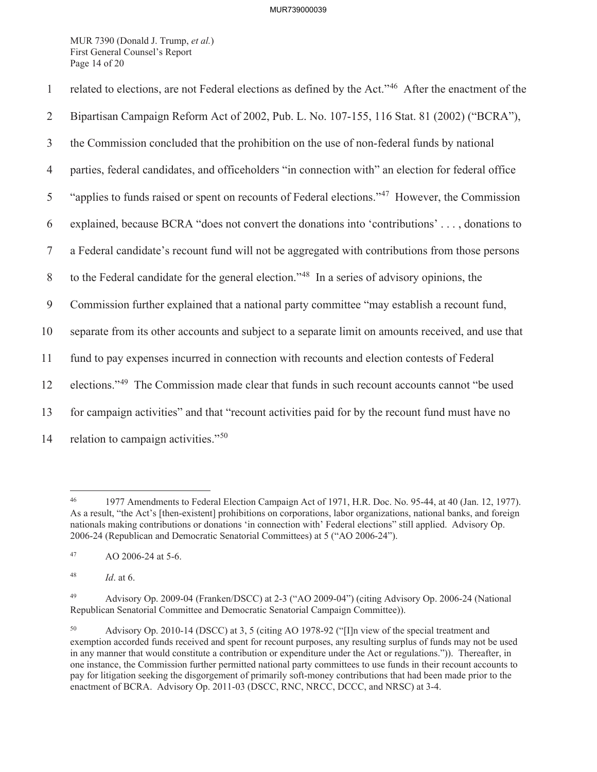related to elections, are not Federal elections as defined by the Act."[46] After the enactment of the Bipartisan Campaign Reform Act of 2002, Pub. L. No. 107-155, 116 Stat. 81 (2002) ("BCRA"), the Commission concluded that the prohibition on the use of non-federal funds by national parties, federal candidates, and officeholders "in connection with" an election for federal office "applies to funds raised or spent on recounts of Federal elections."[47] However, the Commission explained, because BCRA "does not convert the donations into 'contributions' . . . , donations to a Federal candidate's recount fund will not be aggregated with contributions from those persons to the Federal candidate for the general election."[48] In a series of advisory opinions, the Commission further explained that a national party committee "may establish a recount fund, separate from its other accounts and subject to a separate limit on amounts received, and use that fund to pay expenses incurred in connection with recounts and election contests of Federal elections."[49] The Commission made clear that funds in such recount accounts cannot "be used for campaign activities" and that "recount activities paid for by the recount fund must have no relation to campaign activities."[50]

---

[46] 1977 Amendments to Federal Election Campaign Act of 1971, H.R. Doc. No. 95-44, at 40 (Jan. 12, 1977). As a result, "the Act's [then-existent] prohibitions on corporations, labor organizations, national banks, and foreign nationals making contributions or donations 'in connection with' Federal elections" still applied. Advisory Op. 2006-24 (Republican and Democratic Senatorial Committees) at 5 ("AO 2006-24").

[47] AO 2006-24 at 5-6.

[48] *Id*. at 6.

[49] Advisory Op. 2009-04 (Franken/DSCC) at 2-3 ("AO 2009-04") (citing Advisory Op. 2006-24 (National Republican Senatorial Committee and Democratic Senatorial Campaign Committee)).

[50] Advisory Op. 2010-14 (DSCC) at 3, 5 (citing AO 1978-92 ("[I]n view of the special treatment and exemption accorded funds received and spent for recount purposes, any resulting surplus of funds may not be used in any manner that would constitute a contribution or expenditure under the Act or regulations.")). Thereafter, in one instance, the Commission further permitted national party committees to use funds in their recount accounts to pay for litigation seeking the disgorgement of primarily soft-money contributions that had been made prior to the enactment of BCRA. Advisory Op. 2011-03 (DSCC, RNC, NRCC, DCCC, and NRSC) at 3-4.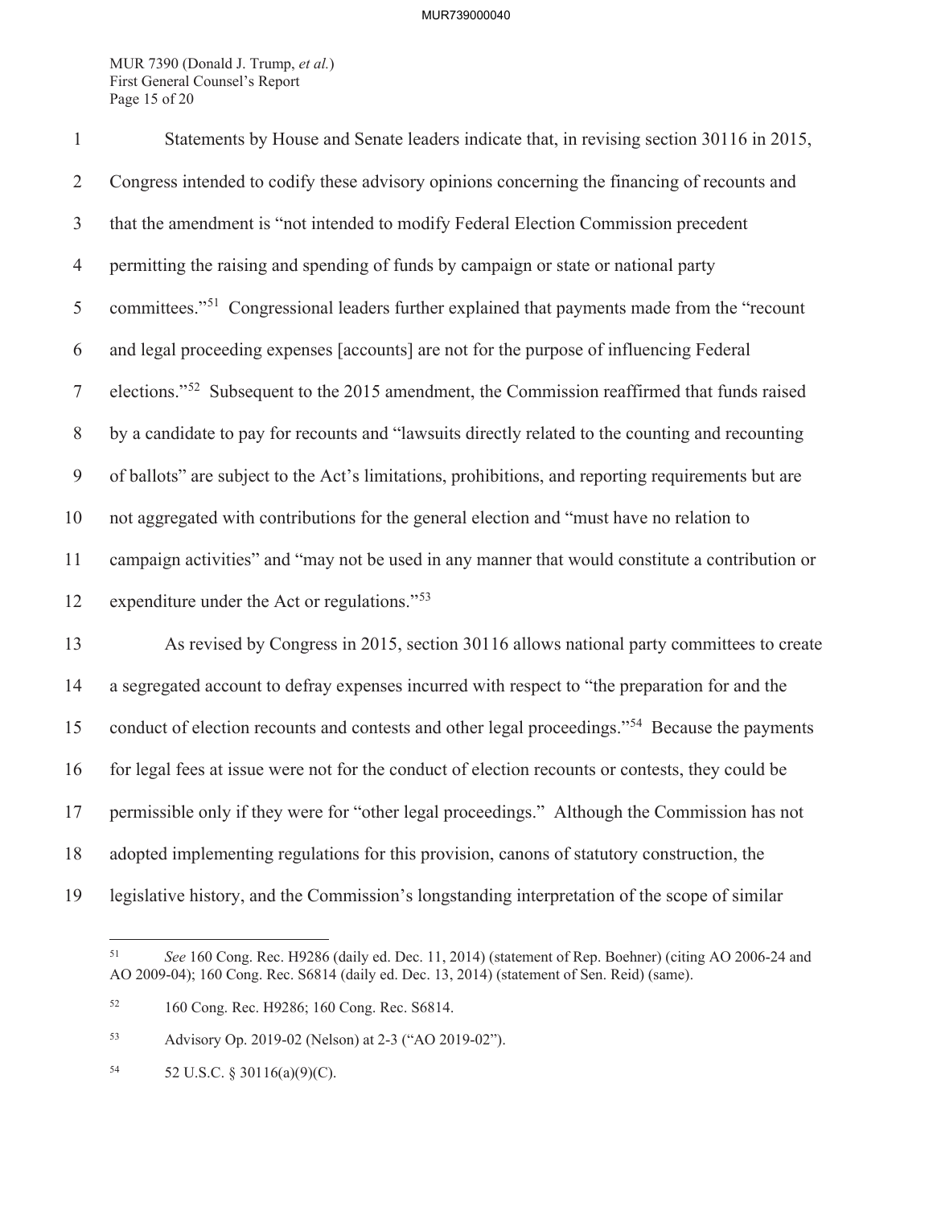Statements by House and Senate leaders indicate that, in revising section 30116 in 2015, Congress intended to codify these advisory opinions concerning the financing of recounts and that the amendment is "not intended to modify Federal Election Commission precedent permitting the raising and spending of funds by campaign or state or national party committees."[51] Congressional leaders further explained that payments made from the "recount and legal proceeding expenses [accounts] are not for the purpose of influencing Federal elections."[52] Subsequent to the 2015 amendment, the Commission reaffirmed that funds raised by a candidate to pay for recounts and "lawsuits directly related to the counting and recounting of ballots" are subject to the Act's limitations, prohibitions, and reporting requirements but are not aggregated with contributions for the general election and "must have no relation to campaign activities" and "may not be used in any manner that would constitute a contribution or expenditure under the Act or regulations."[53]

As revised by Congress in 2015, section 30116 allows national party committees to create a segregated account to defray expenses incurred with respect to "the preparation for and the conduct of election recounts and contests and other legal proceedings."[54] Because the payments for legal fees at issue were not for the conduct of election recounts or contests, they could be permissible only if they were for "other legal proceedings." Although the Commission has not adopted implementing regulations for this provision, canons of statutory construction, the legislative history, and the Commission's longstanding interpretation of the scope of similar

---

[51] *See* 160 Cong. Rec. H9286 (daily ed. Dec. 11, 2014) (statement of Rep. Boehner) (citing AO 2006-24 and AO 2009-04); 160 Cong. Rec. S6814 (daily ed. Dec. 13, 2014) (statement of Sen. Reid) (same).

[52] 160 Cong. Rec. H9286; 160 Cong. Rec. S6814.

[53] Advisory Op. 2019-02 (Nelson) at 2-3 ("AO 2019-02").

[54] 52 U.S.C. § 30116(a)(9)(C).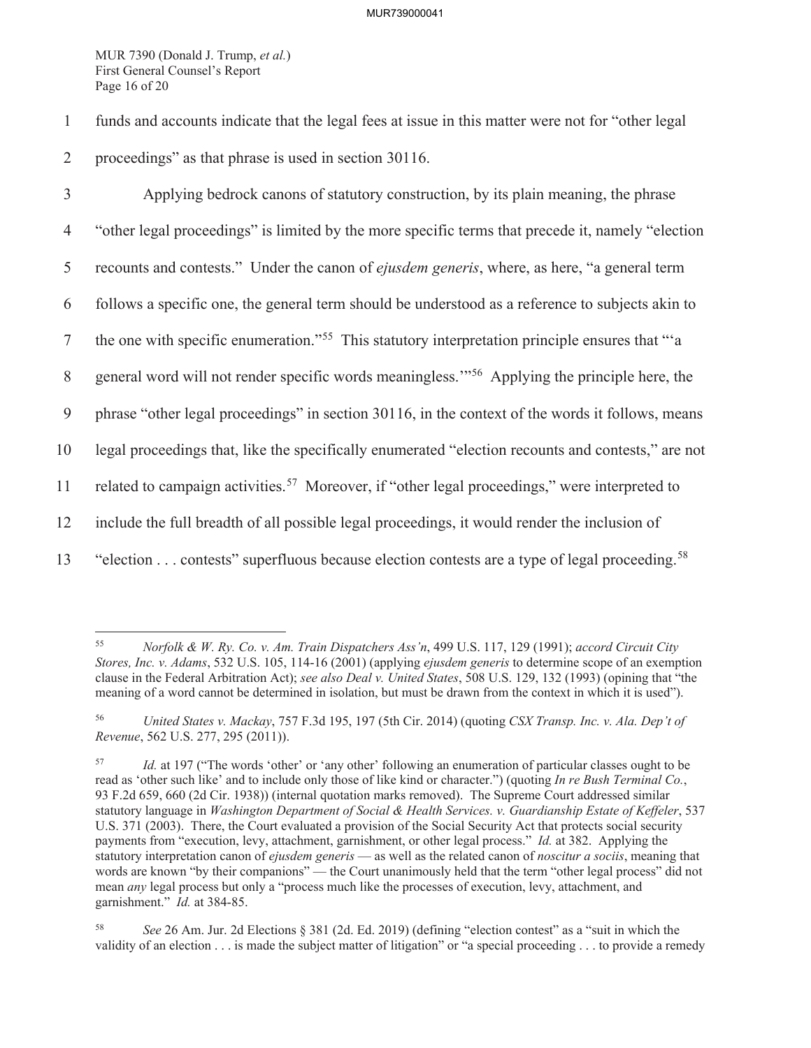funds and accounts indicate that the legal fees at issue in this matter were not for "other legal proceedings" as that phrase is used in section 30116.

Applying bedrock canons of statutory construction, by its plain meaning, the phrase "other legal proceedings" is limited by the more specific terms that precede it, namely "election recounts and contests." Under the canon of *ejusdem generis*, where, as here, "a general term follows a specific one, the general term should be understood as a reference to subjects akin to the one with specific enumeration."[55] This statutory interpretation principle ensures that "'a general word will not render specific words meaningless.'"[56] Applying the principle here, the phrase "other legal proceedings" in section 30116, in the context of the words it follows, means legal proceedings that, like the specifically enumerated "election recounts and contests," are not related to campaign activities.[57] Moreover, if "other legal proceedings," were interpreted to include the full breadth of all possible legal proceedings, it would render the inclusion of "election . . . contests" superfluous because election contests are a type of legal proceeding.[58]

---

[55] *Norfolk & W. Ry. Co. v. Am. Train Dispatchers Ass'n*, 499 U.S. 117, 129 (1991); *accord Circuit City Stores, Inc. v. Adams*, 532 U.S. 105, 114-16 (2001) (applying *ejusdem generis* to determine scope of an exemption clause in the Federal Arbitration Act); *see also Deal v. United States*, 508 U.S. 129, 132 (1993) (opining that "the meaning of a word cannot be determined in isolation, but must be drawn from the context in which it is used").

[56] *United States v. Mackay*, 757 F.3d 195, 197 (5th Cir. 2014) (quoting *CSX Transp. Inc. v. Ala. Dep't of Revenue*, 562 U.S. 277, 295 (2011)).

[57] *Id.* at 197 ("The words 'other' or 'any other' following an enumeration of particular classes ought to be read as 'other such like' and to include only those of like kind or character.") (quoting *In re Bush Terminal Co.*, 93 F.2d 659, 660 (2d Cir. 1938)) (internal quotation marks removed). The Supreme Court addressed similar statutory language in *Washington Department of Social & Health Services. v. Guardianship Estate of Keffeler*, 537 U.S. 371 (2003). There, the Court evaluated a provision of the Social Security Act that protects social security payments from "execution, levy, attachment, garnishment, or other legal process." *Id.* at 382. Applying the statutory interpretation canon of *ejusdem generis* — as well as the related canon of *noscitur a sociis*, meaning that words are known "by their companions" — the Court unanimously held that the term "other legal process" did not mean *any* legal process but only a "process much like the processes of execution, levy, attachment, and garnishment." *Id.* at 384-85.

[58] *See* 26 Am. Jur. 2d Elections § 381 (2d. Ed. 2019) (defining "election contest" as a "suit in which the validity of an election . . . is made the subject matter of litigation" or "a special proceeding . . . to provide a remedy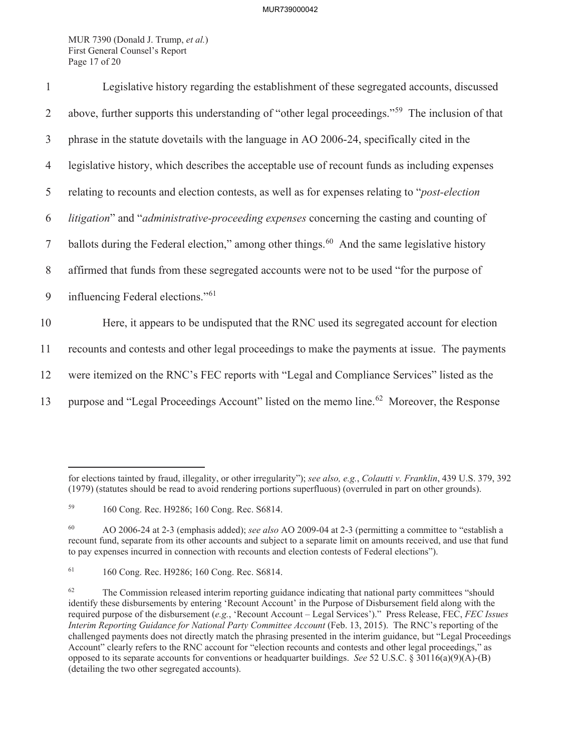Legislative history regarding the establishment of these segregated accounts, discussed above, further supports this understanding of "other legal proceedings."[59] The inclusion of that phrase in the statute dovetails with the language in AO 2006-24, specifically cited in the legislative history, which describes the acceptable use of recount funds as including expenses relating to recounts and election contests, as well as for expenses relating to "*post-election litigation*" and "*administrative-proceeding expenses* concerning the casting and counting of ballots during the Federal election," among other things.[60] And the same legislative history affirmed that funds from these segregated accounts were not to be used "for the purpose of influencing Federal elections."[61]

Here, it appears to be undisputed that the RNC used its segregated account for election recounts and contests and other legal proceedings to make the payments at issue. The payments were itemized on the RNC's FEC reports with "Legal and Compliance Services" listed as the purpose and "Legal Proceedings Account" listed on the memo line.[62] Moreover, the Response

---

for elections tainted by fraud, illegality, or other irregularity"); *see also, e.g.*, *Colautti v. Franklin*, 439 U.S. 379, 392 (1979) (statutes should be read to avoid rendering portions superfluous) (overruled in part on other grounds).

[59] 160 Cong. Rec. H9286; 160 Cong. Rec. S6814.

[60] AO 2006-24 at 2-3 (emphasis added); *see also* AO 2009-04 at 2-3 (permitting a committee to "establish a recount fund, separate from its other accounts and subject to a separate limit on amounts received, and use that fund to pay expenses incurred in connection with recounts and election contests of Federal elections").

[61] 160 Cong. Rec. H9286; 160 Cong. Rec. S6814.

[62] The Commission released interim reporting guidance indicating that national party committees "should identify these disbursements by entering 'Recount Account' in the Purpose of Disbursement field along with the required purpose of the disbursement (*e.g.*, 'Recount Account – Legal Services')." Press Release, FEC, *FEC Issues Interim Reporting Guidance for National Party Committee Account* (Feb. 13, 2015). The RNC's reporting of the challenged payments does not directly match the phrasing presented in the interim guidance, but "Legal Proceedings Account" clearly refers to the RNC account for "election recounts and contests and other legal proceedings," as opposed to its separate accounts for conventions or headquarter buildings. *See* 52 U.S.C. § 30116(a)(9)(A)-(B) (detailing the two other segregated accounts).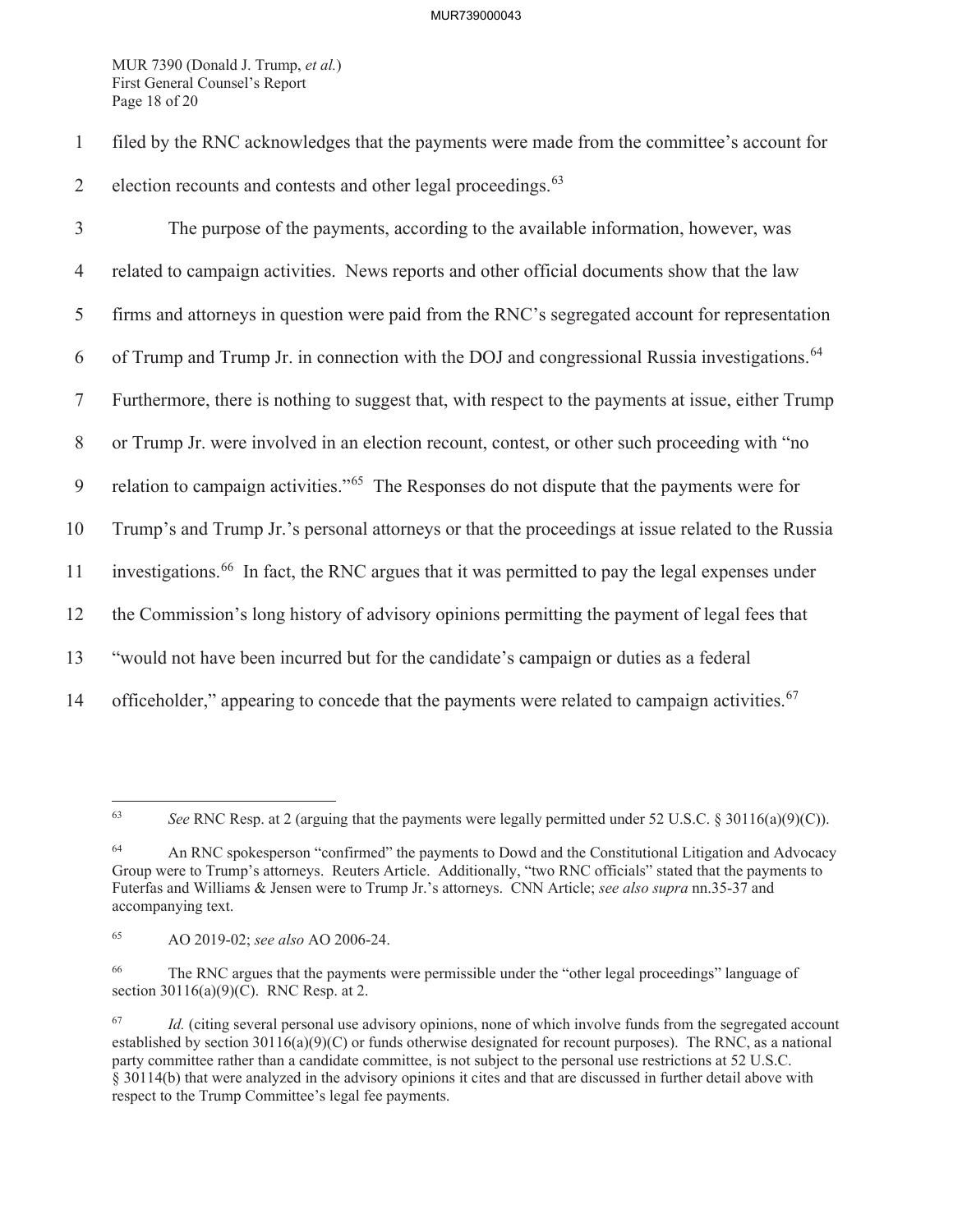filed by the RNC acknowledges that the payments were made from the committee's account for election recounts and contests and other legal proceedings.[63]

The purpose of the payments, according to the available information, however, was related to campaign activities. News reports and other official documents show that the law firms and attorneys in question were paid from the RNC's segregated account for representation of Trump and Trump Jr. in connection with the DOJ and congressional Russia investigations.[64] Furthermore, there is nothing to suggest that, with respect to the payments at issue, either Trump or Trump Jr. were involved in an election recount, contest, or other such proceeding with "no relation to campaign activities."[65] The Responses do not dispute that the payments were for Trump's and Trump Jr.'s personal attorneys or that the proceedings at issue related to the Russia investigations.[66] In fact, the RNC argues that it was permitted to pay the legal expenses under the Commission's long history of advisory opinions permitting the payment of legal fees that "would not have been incurred but for the candidate's campaign or duties as a federal officeholder," appearing to concede that the payments were related to campaign activities.[67]

---

[63] *See* RNC Resp. at 2 (arguing that the payments were legally permitted under 52 U.S.C. § 30116(a)(9)(C)).

[64] An RNC spokesperson "confirmed" the payments to Dowd and the Constitutional Litigation and Advocacy Group were to Trump's attorneys. Reuters Article. Additionally, "two RNC officials" stated that the payments to Futerfas and Williams & Jensen were to Trump Jr.'s attorneys. CNN Article; *see also supra* nn.35-37 and accompanying text.

[65] AO 2019-02; *see also* AO 2006-24.

[66] The RNC argues that the payments were permissible under the "other legal proceedings" language of section 30116(a)(9)(C). RNC Resp. at 2.

[67] *Id.* (citing several personal use advisory opinions, none of which involve funds from the segregated account established by section 30116(a)(9)(C) or funds otherwise designated for recount purposes). The RNC, as a national party committee rather than a candidate committee, is not subject to the personal use restrictions at 52 U.S.C. § 30114(b) that were analyzed in the advisory opinions it cites and that are discussed in further detail above with respect to the Trump Committee's legal fee payments.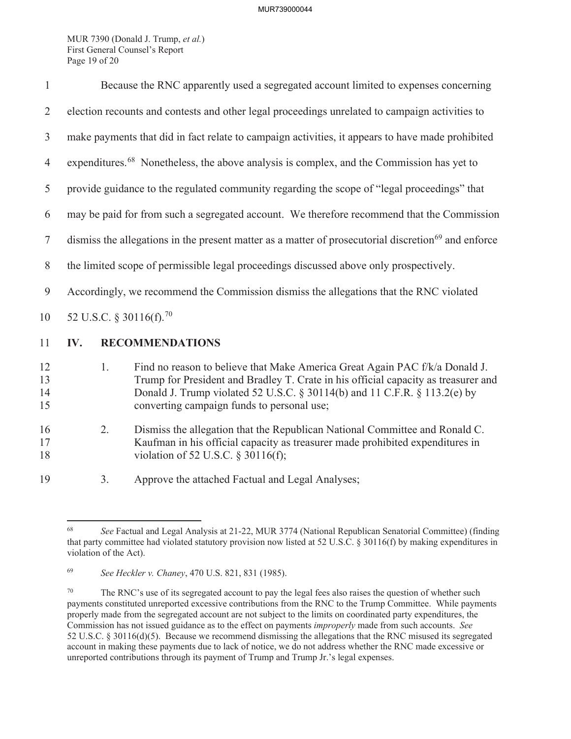Because the RNC apparently used a segregated account limited to expenses concerning election recounts and contests and other legal proceedings unrelated to campaign activities to make payments that did in fact relate to campaign activities, it appears to have made prohibited expenditures.[68] Nonetheless, the above analysis is complex, and the Commission has yet to provide guidance to the regulated community regarding the scope of "legal proceedings" that may be paid for from such a segregated account. We therefore recommend that the Commission dismiss the allegations in the present matter as a matter of prosecutorial discretion[69] and enforce the limited scope of permissible legal proceedings discussed above only prospectively. Accordingly, we recommend the Commission dismiss the allegations that the RNC violated 52 U.S.C. § 30116(f).[70]

## IV. RECOMMENDATIONS

1. Find no reason to believe that Make America Great Again PAC f/k/a Donald J. Trump for President and Bradley T. Crate in his official capacity as treasurer and Donald J. Trump violated 52 U.S.C. § 30114(b) and 11 C.F.R. § 113.2(e) by converting campaign funds to personal use;

2. Dismiss the allegation that the Republican National Committee and Ronald C. Kaufman in his official capacity as treasurer made prohibited expenditures in violation of 52 U.S.C. § 30116(f);

3. Approve the attached Factual and Legal Analyses;

---

[68] *See* Factual and Legal Analysis at 21-22, MUR 3774 (National Republican Senatorial Committee) (finding that party committee had violated statutory provision now listed at 52 U.S.C. § 30116(f) by making expenditures in violation of the Act).

[69] *See Heckler v. Chaney*, 470 U.S. 821, 831 (1985).

[70] The RNC's use of its segregated account to pay the legal fees also raises the question of whether such payments constituted unreported excessive contributions from the RNC to the Trump Committee. While payments properly made from the segregated account are not subject to the limits on coordinated party expenditures, the Commission has not issued guidance as to the effect on payments *improperly* made from such accounts. *See* 52 U.S.C. § 30116(d)(5). Because we recommend dismissing the allegations that the RNC misused its segregated account in making these payments due to lack of notice, we do not address whether the RNC made excessive or unreported contributions through its payment of Trump and Trump Jr.'s legal expenses.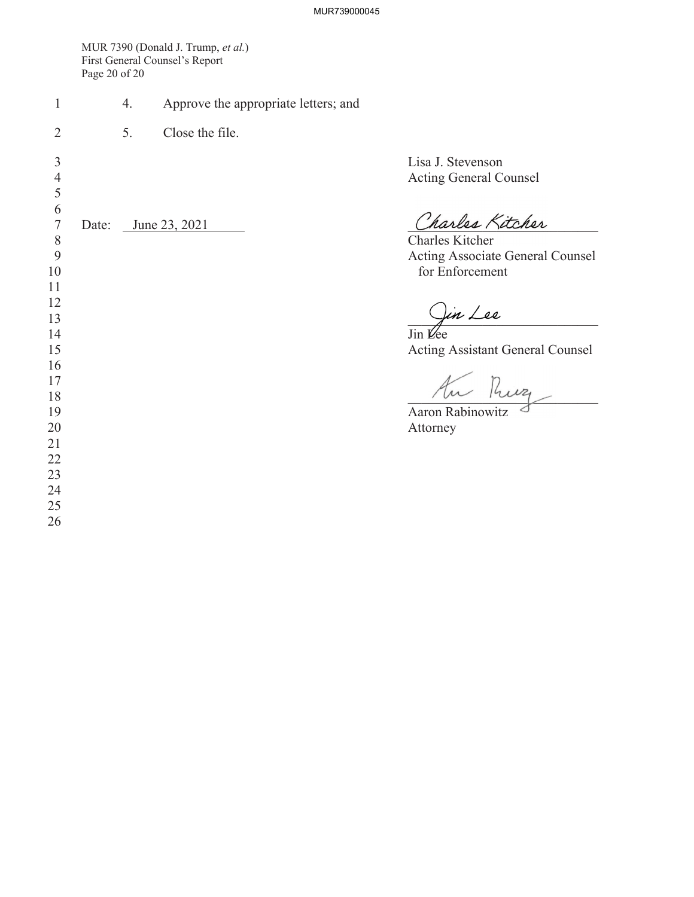4. Approve the appropriate letters; and

5. Close the file.

Lisa J. Stevenson
Acting General Counsel

Date: June 23, 2021

Charles Kitcher
Charles Kitcher
Acting Associate General Counsel
for Enforcement

Jin Lee
Jin Lee
Acting Assistant General Counsel

Aaron Rabinowitz
Attorney